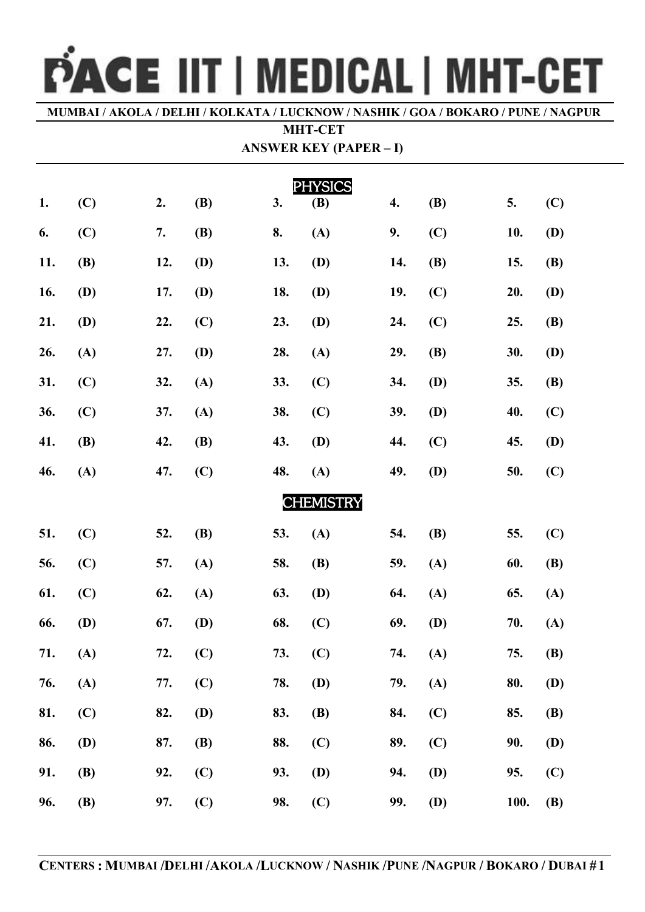# PACE IIT | MEDICAL | MHT-CET

**MUMBAI / AKOLA / DELHI / KOLKATA / LUCKNOW / NASHIK / GOA / BOKARO / PUNE / NAGPUR**

**MHT-CET**

**ANSWER KEY (PAPER – I)**

## PHYSICS

| | | | | | | | | | |
|---|---|---|---|---|---|---|---|---|---|
| **1.** | **(C)** | **2.** | **(B)** | **3.** | **(B)** | **4.** | **(B)** | **5.** | **(C)** |
| **6.** | **(C)** | **7.** | **(B)** | **8.** | **(A)** | **9.** | **(C)** | **10.** | **(D)** |
| **11.** | **(B)** | **12.** | **(D)** | **13.** | **(D)** | **14.** | **(B)** | **15.** | **(B)** |
| **16.** | **(D)** | **17.** | **(D)** | **18.** | **(D)** | **19.** | **(C)** | **20.** | **(D)** |
| **21.** | **(D)** | **22.** | **(C)** | **23.** | **(D)** | **24.** | **(C)** | **25.** | **(B)** |
| **26.** | **(A)** | **27.** | **(D)** | **28.** | **(A)** | **29.** | **(B)** | **30.** | **(D)** |
| **31.** | **(C)** | **32.** | **(A)** | **33.** | **(C)** | **34.** | **(D)** | **35.** | **(B)** |
| **36.** | **(C)** | **37.** | **(A)** | **38.** | **(C)** | **39.** | **(D)** | **40.** | **(C)** |
| **41.** | **(B)** | **42.** | **(B)** | **43.** | **(D)** | **44.** | **(C)** | **45.** | **(D)** |
| **46.** | **(A)** | **47.** | **(C)** | **48.** | **(A)** | **49.** | **(D)** | **50.** | **(C)** |

## CHEMISTRY

| | | | | | | | | | |
|---|---|---|---|---|---|---|---|---|---|
| **51.** | **(C)** | **52.** | **(B)** | **53.** | **(A)** | **54.** | **(B)** | **55.** | **(C)** |
| **56.** | **(C)** | **57.** | **(A)** | **58.** | **(B)** | **59.** | **(A)** | **60.** | **(B)** |
| **61.** | **(C)** | **62.** | **(A)** | **63.** | **(D)** | **64.** | **(A)** | **65.** | **(A)** |
| **66.** | **(D)** | **67.** | **(D)** | **68.** | **(C)** | **69.** | **(D)** | **70.** | **(A)** |
| **71.** | **(A)** | **72.** | **(C)** | **73.** | **(C)** | **74.** | **(A)** | **75.** | **(B)** |
| **76.** | **(A)** | **77.** | **(C)** | **78.** | **(D)** | **79.** | **(A)** | **80.** | **(D)** |
| **81.** | **(C)** | **82.** | **(D)** | **83.** | **(B)** | **84.** | **(C)** | **85.** | **(B)** |
| **86.** | **(D)** | **87.** | **(B)** | **88.** | **(C)** | **89.** | **(C)** | **90.** | **(D)** |
| **91.** | **(B)** | **92.** | **(C)** | **93.** | **(D)** | **94.** | **(D)** | **95.** | **(C)** |
| **96.** | **(B)** | **97.** | **(C)** | **98.** | **(C)** | **99.** | **(D)** | **100.** | **(B)** |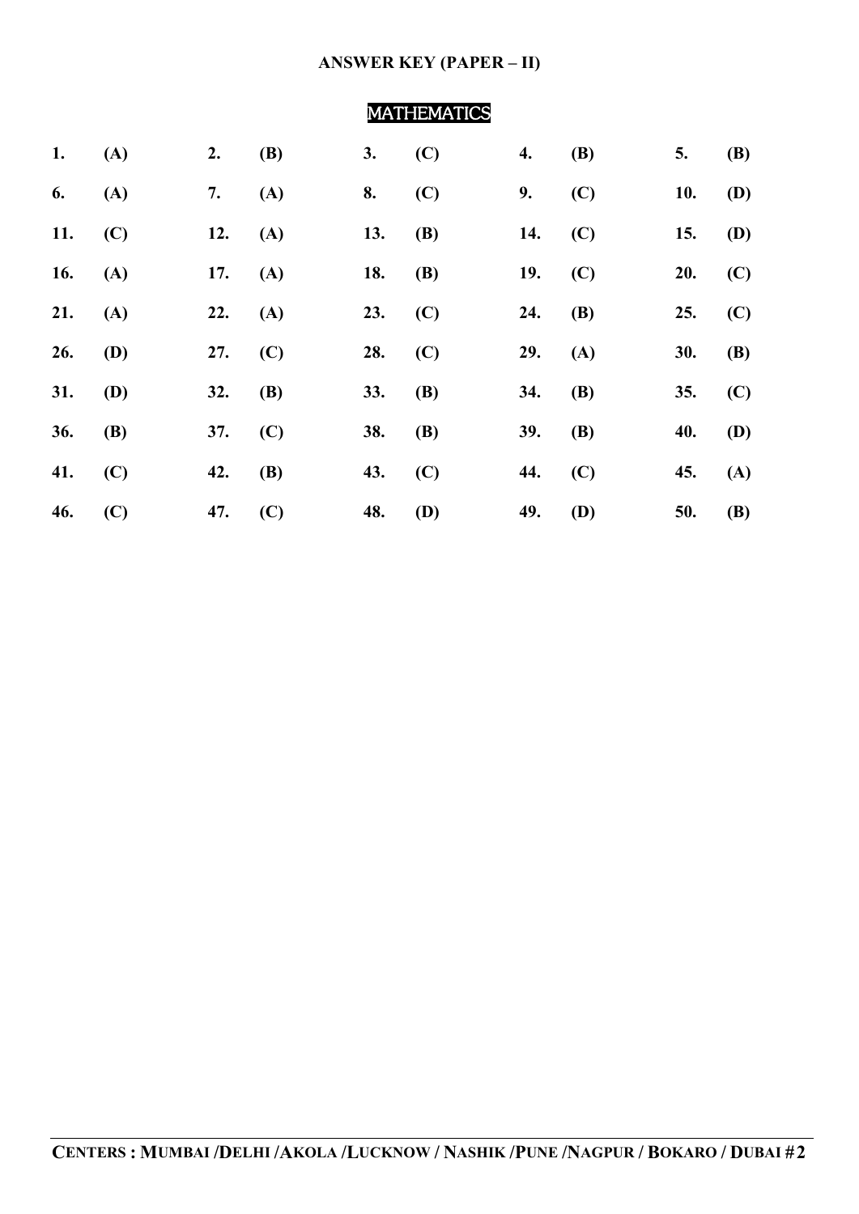**ANSWER KEY (PAPER – II)**

## MATHEMATICS

| | | | | | | | | | |
|---|---|---|---|---|---|---|---|---|---|
| **1.** | **(A)** | **2.** | **(B)** | **3.** | **(C)** | **4.** | **(B)** | **5.** | **(B)** |
| **6.** | **(A)** | **7.** | **(A)** | **8.** | **(C)** | **9.** | **(C)** | **10.** | **(D)** |
| **11.** | **(C)** | **12.** | **(A)** | **13.** | **(B)** | **14.** | **(C)** | **15.** | **(D)** |
| **16.** | **(A)** | **17.** | **(A)** | **18.** | **(B)** | **19.** | **(C)** | **20.** | **(C)** |
| **21.** | **(A)** | **22.** | **(A)** | **23.** | **(C)** | **24.** | **(B)** | **25.** | **(C)** |
| **26.** | **(D)** | **27.** | **(C)** | **28.** | **(C)** | **29.** | **(A)** | **30.** | **(B)** |
| **31.** | **(D)** | **32.** | **(B)** | **33.** | **(B)** | **34.** | **(B)** | **35.** | **(C)** |
| **36.** | **(B)** | **37.** | **(C)** | **38.** | **(B)** | **39.** | **(B)** | **40.** | **(D)** |
| **41.** | **(C)** | **42.** | **(B)** | **43.** | **(C)** | **44.** | **(C)** | **45.** | **(A)** |
| **46.** | **(C)** | **47.** | **(C)** | **48.** | **(D)** | **49.** | **(D)** | **50.** | **(B)** |